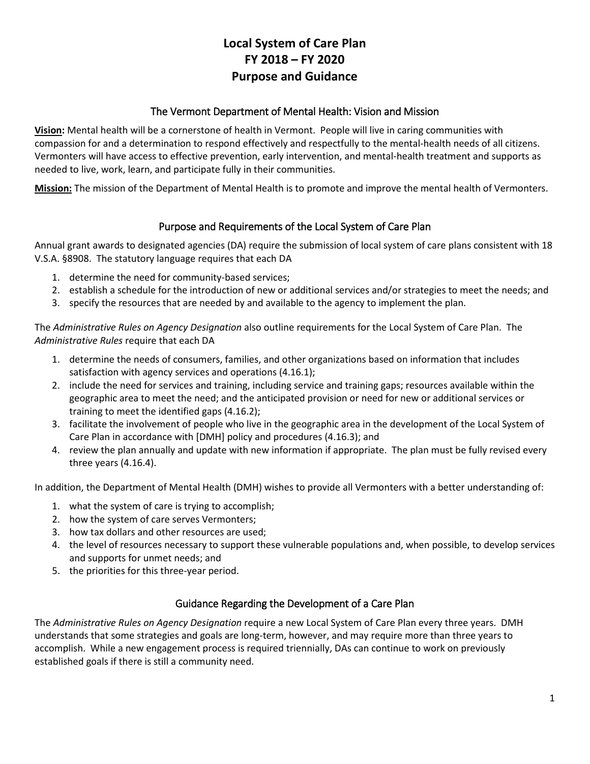# Local System of Care Plan
# FY 2018 – FY 2020
# Purpose and Guidance

## The Vermont Department of Mental Health: Vision and Mission

**Vision:** Mental health will be a cornerstone of health in Vermont. People will live in caring communities with compassion for and a determination to respond effectively and respectfully to the mental-health needs of all citizens. Vermonters will have access to effective prevention, early intervention, and mental-health treatment and supports as needed to live, work, learn, and participate fully in their communities.

**Mission:** The mission of the Department of Mental Health is to promote and improve the mental health of Vermonters.

## Purpose and Requirements of the Local System of Care Plan

Annual grant awards to designated agencies (DA) require the submission of local system of care plans consistent with 18 V.S.A. §8908. The statutory language requires that each DA

1. determine the need for community-based services;
2. establish a schedule for the introduction of new or additional services and/or strategies to meet the needs; and
3. specify the resources that are needed by and available to the agency to implement the plan.

The *Administrative Rules on Agency Designation* also outline requirements for the Local System of Care Plan. The *Administrative Rules* require that each DA

1. determine the needs of consumers, families, and other organizations based on information that includes satisfaction with agency services and operations (4.16.1);
2. include the need for services and training, including service and training gaps; resources available within the geographic area to meet the need; and the anticipated provision or need for new or additional services or training to meet the identified gaps (4.16.2);
3. facilitate the involvement of people who live in the geographic area in the development of the Local System of Care Plan in accordance with [DMH] policy and procedures (4.16.3); and
4. review the plan annually and update with new information if appropriate. The plan must be fully revised every three years (4.16.4).

In addition, the Department of Mental Health (DMH) wishes to provide all Vermonters with a better understanding of:

1. what the system of care is trying to accomplish;
2. how the system of care serves Vermonters;
3. how tax dollars and other resources are used;
4. the level of resources necessary to support these vulnerable populations and, when possible, to develop services and supports for unmet needs; and
5. the priorities for this three-year period.

## Guidance Regarding the Development of a Care Plan

The *Administrative Rules on Agency Designation* require a new Local System of Care Plan every three years. DMH understands that some strategies and goals are long-term, however, and may require more than three years to accomplish. While a new engagement process is required triennially, DAs can continue to work on previously established goals if there is still a community need.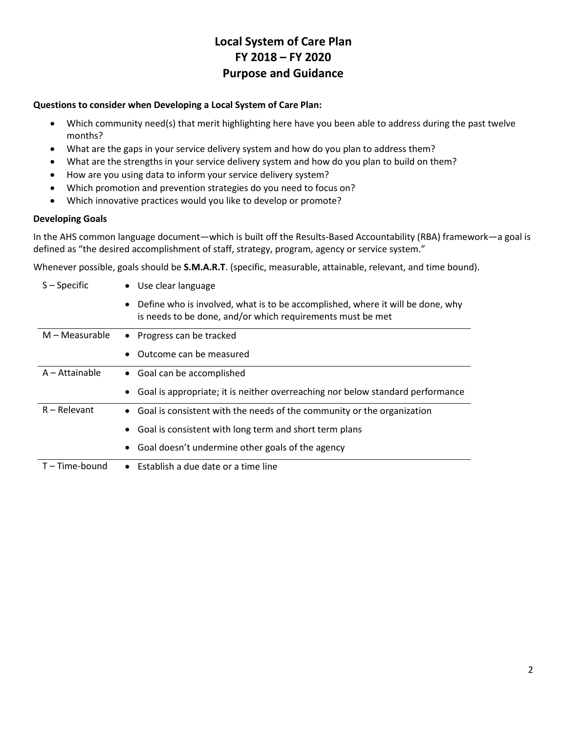# Local System of Care Plan
# FY 2018 – FY 2020
# Purpose and Guidance

**Questions to consider when Developing a Local System of Care Plan:**

- Which community need(s) that merit highlighting here have you been able to address during the past twelve months?
- What are the gaps in your service delivery system and how do you plan to address them?
- What are the strengths in your service delivery system and how do you plan to build on them?
- How are you using data to inform your service delivery system?
- Which promotion and prevention strategies do you need to focus on?
- Which innovative practices would you like to develop or promote?

**Developing Goals**

In the AHS common language document—which is built off the Results-Based Accountability (RBA) framework—a goal is defined as "the desired accomplishment of staff, strategy, program, agency or service system."

Whenever possible, goals should be **S.M.A.R.T**. (specific, measurable, attainable, relevant, and time bound).

| | |
|---|---|
| S – Specific | • Use clear language<br>• Define who is involved, what is to be accomplished, where it will be done, why is needs to be done, and/or which requirements must be met |
| M – Measurable | • Progress can be tracked<br>• Outcome can be measured |
| A – Attainable | • Goal can be accomplished<br>• Goal is appropriate; it is neither overreaching nor below standard performance |
| R – Relevant | • Goal is consistent with the needs of the community or the organization<br>• Goal is consistent with long term and short term plans<br>• Goal doesn't undermine other goals of the agency |
| T – Time-bound | • Establish a due date or a time line |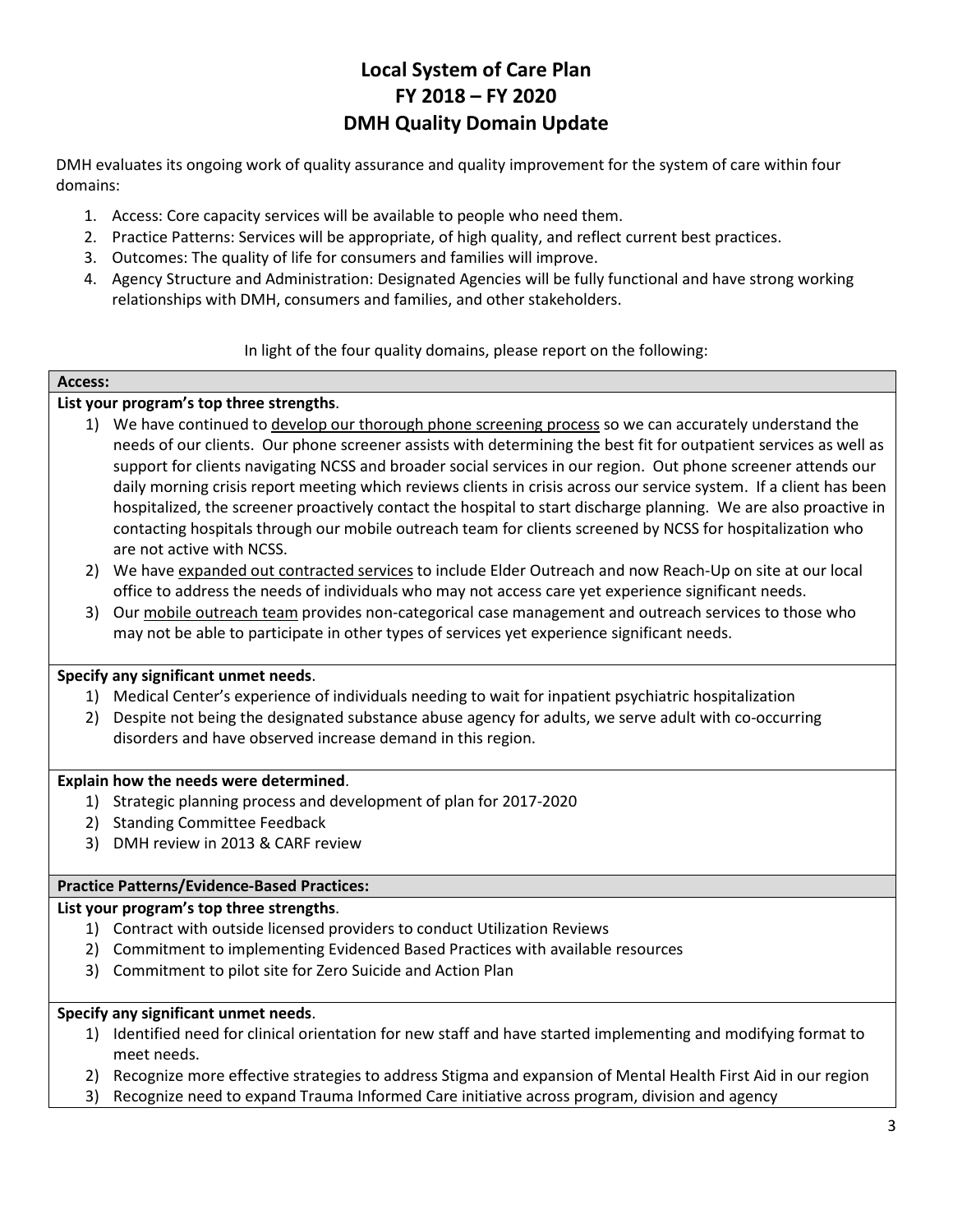# Local System of Care Plan
# FY 2018 – FY 2020
# DMH Quality Domain Update

DMH evaluates its ongoing work of quality assurance and quality improvement for the system of care within four domains:

1. Access: Core capacity services will be available to people who need them.
2. Practice Patterns: Services will be appropriate, of high quality, and reflect current best practices.
3. Outcomes: The quality of life for consumers and families will improve.
4. Agency Structure and Administration: Designated Agencies will be fully functional and have strong working relationships with DMH, consumers and families, and other stakeholders.

In light of the four quality domains, please report on the following:

## Access:

**List your program's top three strengths**.

1) We have continued to develop our thorough phone screening process so we can accurately understand the needs of our clients. Our phone screener assists with determining the best fit for outpatient services as well as support for clients navigating NCSS and broader social services in our region. Out phone screener attends our daily morning crisis report meeting which reviews clients in crisis across our service system. If a client has been hospitalized, the screener proactively contact the hospital to start discharge planning. We are also proactive in contacting hospitals through our mobile outreach team for clients screened by NCSS for hospitalization who are not active with NCSS.
2) We have expanded out contracted services to include Elder Outreach and now Reach-Up on site at our local office to address the needs of individuals who may not access care yet experience significant needs.
3) Our mobile outreach team provides non-categorical case management and outreach services to those who may not be able to participate in other types of services yet experience significant needs.

**Specify any significant unmet needs**.

1) Medical Center's experience of individuals needing to wait for inpatient psychiatric hospitalization
2) Despite not being the designated substance abuse agency for adults, we serve adult with co-occurring disorders and have observed increase demand in this region.

**Explain how the needs were determined**.

1) Strategic planning process and development of plan for 2017-2020
2) Standing Committee Feedback
3) DMH review in 2013 & CARF review

## Practice Patterns/Evidence-Based Practices:

**List your program's top three strengths**.

1) Contract with outside licensed providers to conduct Utilization Reviews
2) Commitment to implementing Evidenced Based Practices with available resources
3) Commitment to pilot site for Zero Suicide and Action Plan

**Specify any significant unmet needs**.

1) Identified need for clinical orientation for new staff and have started implementing and modifying format to meet needs.
2) Recognize more effective strategies to address Stigma and expansion of Mental Health First Aid in our region
3) Recognize need to expand Trauma Informed Care initiative across program, division and agency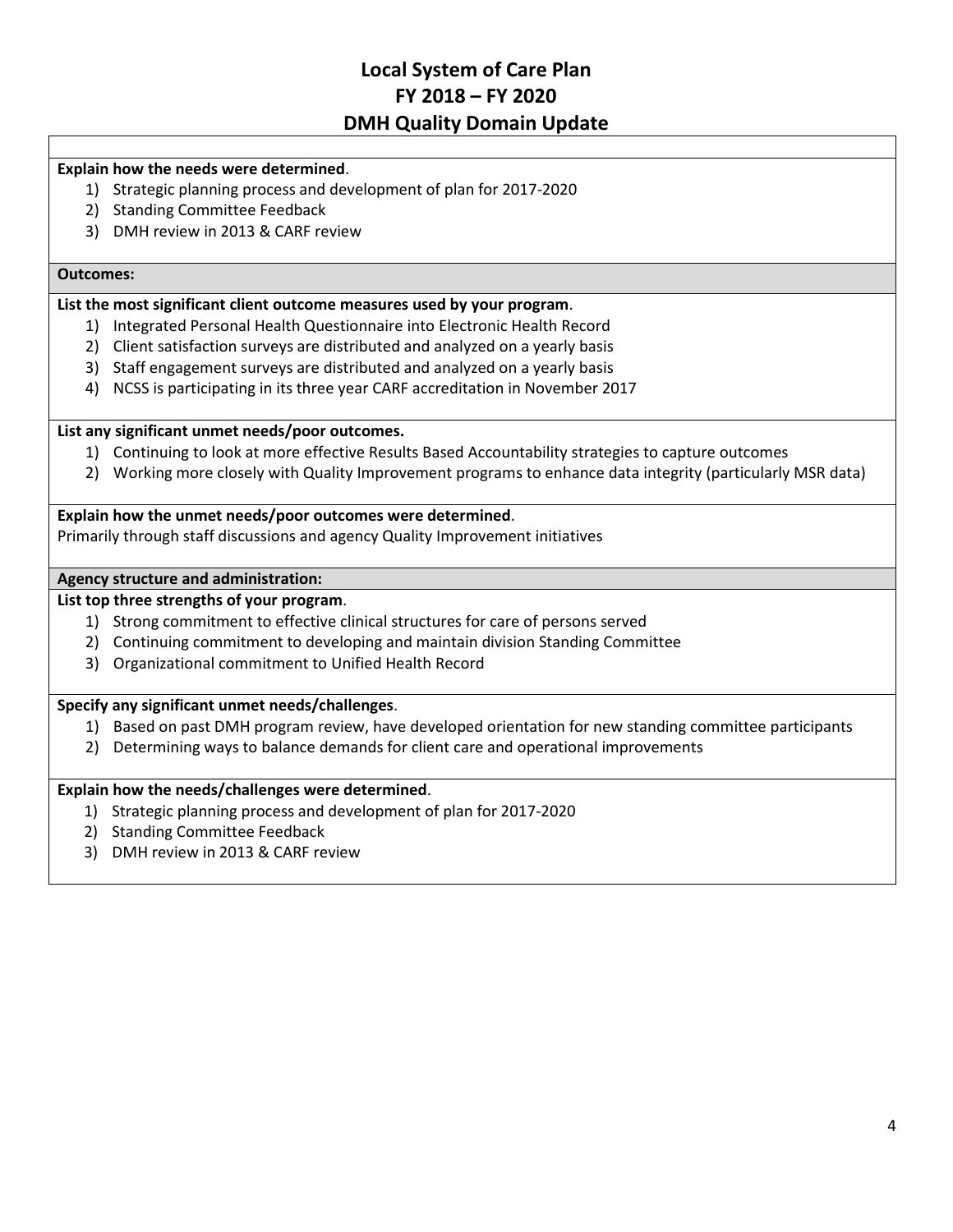# Local System of Care Plan
# FY 2018 – FY 2020
# DMH Quality Domain Update

**Explain how the needs were determined**.

1) Strategic planning process and development of plan for 2017-2020
2) Standing Committee Feedback
3) DMH review in 2013 & CARF review

**Outcomes:**

**List the most significant client outcome measures used by your program**.

1) Integrated Personal Health Questionnaire into Electronic Health Record
2) Client satisfaction surveys are distributed and analyzed on a yearly basis
3) Staff engagement surveys are distributed and analyzed on a yearly basis
4) NCSS is participating in its three year CARF accreditation in November 2017

**List any significant unmet needs/poor outcomes.**

1) Continuing to look at more effective Results Based Accountability strategies to capture outcomes
2) Working more closely with Quality Improvement programs to enhance data integrity (particularly MSR data)

**Explain how the unmet needs/poor outcomes were determined**.

Primarily through staff discussions and agency Quality Improvement initiatives

**Agency structure and administration:**

**List top three strengths of your program**.

1) Strong commitment to effective clinical structures for care of persons served
2) Continuing commitment to developing and maintain division Standing Committee
3) Organizational commitment to Unified Health Record

**Specify any significant unmet needs/challenges**.

1) Based on past DMH program review, have developed orientation for new standing committee participants
2) Determining ways to balance demands for client care and operational improvements

**Explain how the needs/challenges were determined**.

1) Strategic planning process and development of plan for 2017-2020
2) Standing Committee Feedback
3) DMH review in 2013 & CARF review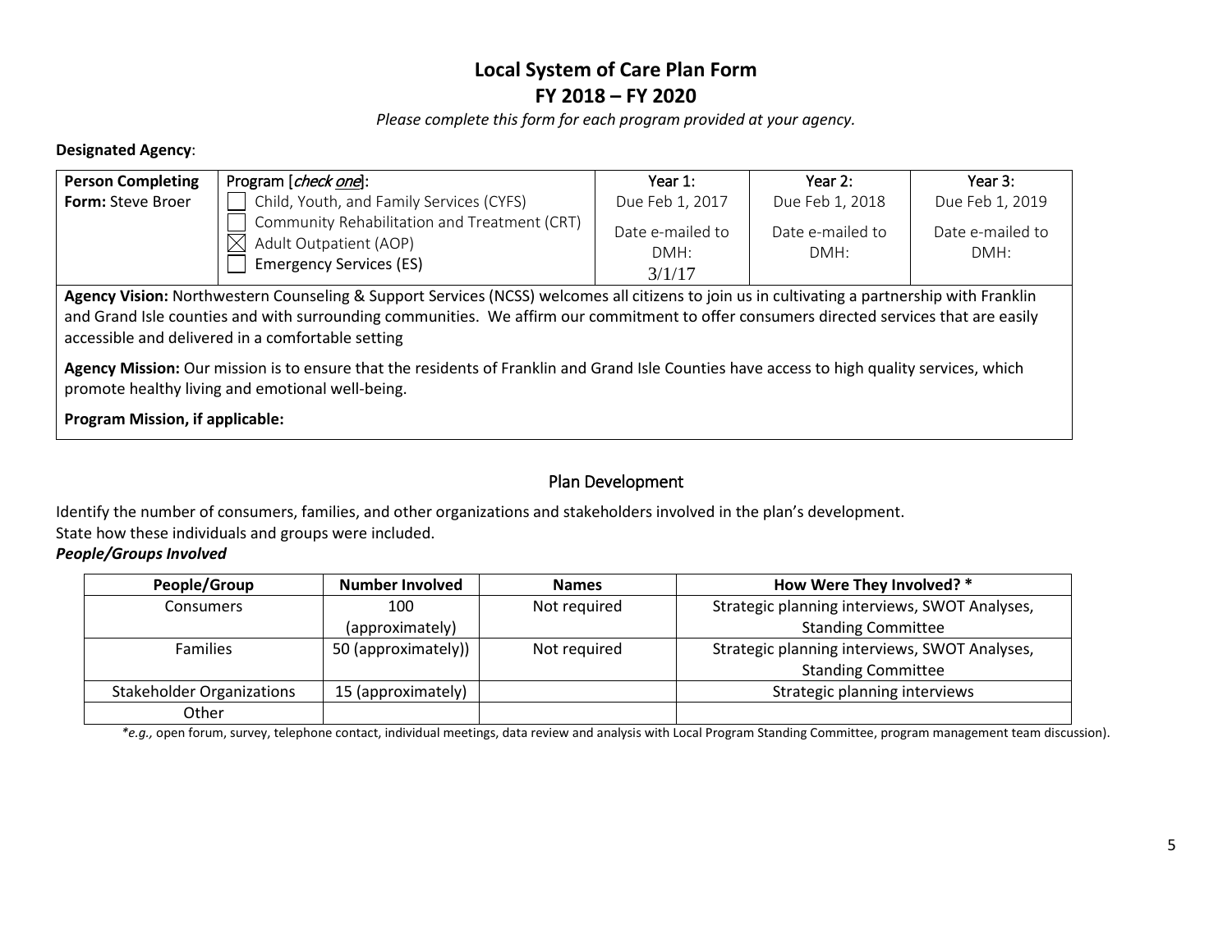# Local System of Care Plan Form
## FY 2018 – FY 2020

*Please complete this form for each program provided at your agency.*

**Designated Agency**:

| **Person Completing Form:** Steve Broer | Program [*check one*]: | Year 1: Due Feb 1, 2017 | Year 2: Due Feb 1, 2018 | Year 3: Due Feb 1, 2019 |
|---|---|---|---|---|
| | ☐ Child, Youth, and Family Services (CYFS)<br>☐ Community Rehabilitation and Treatment (CRT)<br>☒ Adult Outpatient (AOP)<br>☐ Emergency Services (ES) | Date e-mailed to DMH: 3/1/17 | Date e-mailed to DMH: | Date e-mailed to DMH: |

**Agency Vision:** Northwestern Counseling & Support Services (NCSS) welcomes all citizens to join us in cultivating a partnership with Franklin and Grand Isle counties and with surrounding communities. We affirm our commitment to offer consumers directed services that are easily accessible and delivered in a comfortable setting

**Agency Mission:** Our mission is to ensure that the residents of Franklin and Grand Isle Counties have access to high quality services, which promote healthy living and emotional well-being.

**Program Mission, if applicable:**

## Plan Development

Identify the number of consumers, families, and other organizations and stakeholders involved in the plan's development.
State how these individuals and groups were included.

***People/Groups Involved***

| People/Group | Number Involved | Names | How Were They Involved? * |
|---|---|---|---|
| Consumers | 100 (approximately) | Not required | Strategic planning interviews, SWOT Analyses, Standing Committee |
| Families | 50 (approximately)) | Not required | Strategic planning interviews, SWOT Analyses, Standing Committee |
| Stakeholder Organizations | 15 (approximately) | | Strategic planning interviews |
| Other | | | |

**e.g.,* open forum, survey, telephone contact, individual meetings, data review and analysis with Local Program Standing Committee, program management team discussion).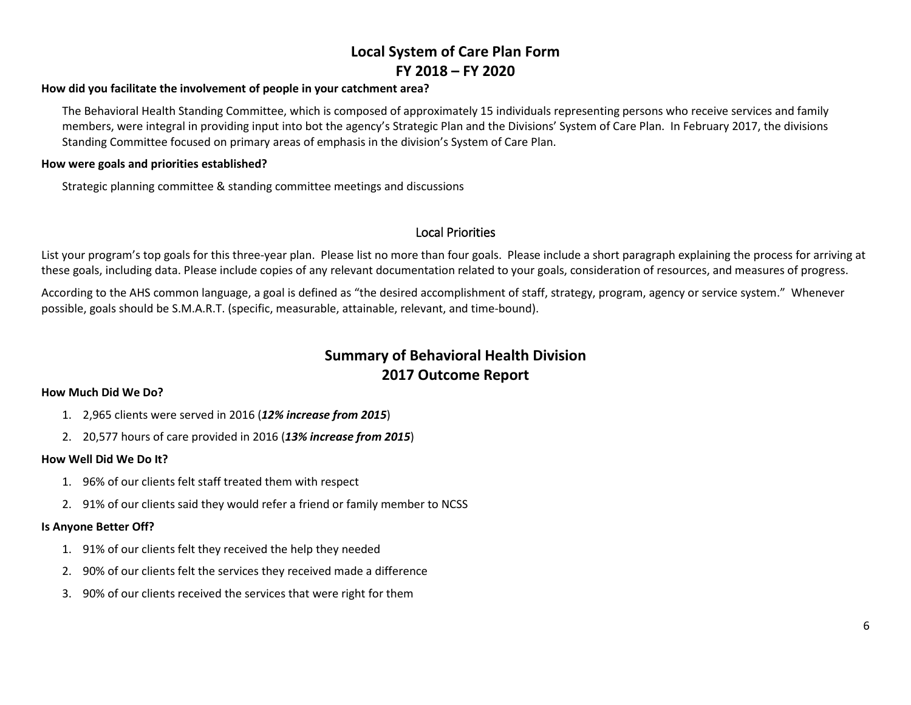# Local System of Care Plan Form
# FY 2018 – FY 2020

**How did you facilitate the involvement of people in your catchment area?**

The Behavioral Health Standing Committee, which is composed of approximately 15 individuals representing persons who receive services and family members, were integral in providing input into bot the agency's Strategic Plan and the Divisions' System of Care Plan. In February 2017, the divisions Standing Committee focused on primary areas of emphasis in the division's System of Care Plan.

**How were goals and priorities established?**

Strategic planning committee & standing committee meetings and discussions

## Local Priorities

List your program's top goals for this three-year plan. Please list no more than four goals. Please include a short paragraph explaining the process for arriving at these goals, including data. Please include copies of any relevant documentation related to your goals, consideration of resources, and measures of progress.

According to the AHS common language, a goal is defined as "the desired accomplishment of staff, strategy, program, agency or service system." Whenever possible, goals should be S.M.A.R.T. (specific, measurable, attainable, relevant, and time-bound).

# Summary of Behavioral Health Division
# 2017 Outcome Report

**How Much Did We Do?**

1. 2,965 clients were served in 2016 (***12% increase from 2015***)
2. 20,577 hours of care provided in 2016 (***13% increase from 2015***)

**How Well Did We Do It?**

1. 96% of our clients felt staff treated them with respect
2. 91% of our clients said they would refer a friend or family member to NCSS

**Is Anyone Better Off?**

1. 91% of our clients felt they received the help they needed
2. 90% of our clients felt the services they received made a difference
3. 90% of our clients received the services that were right for them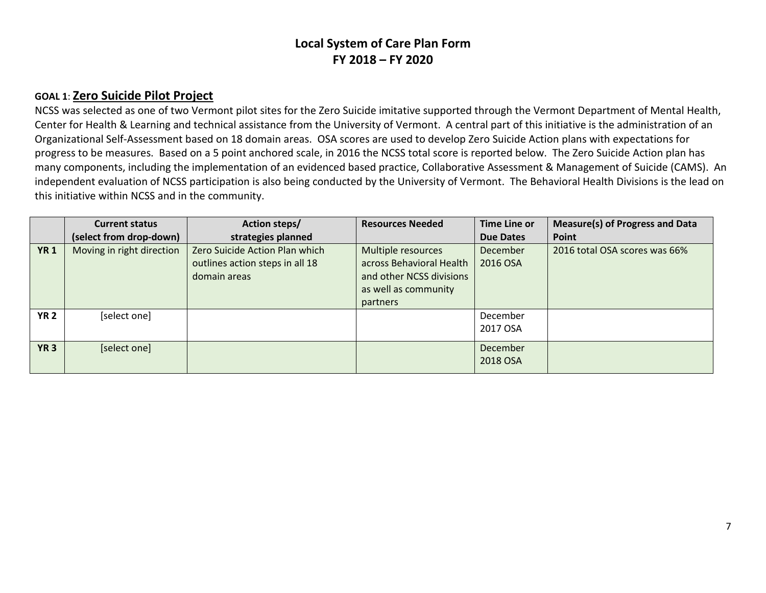# Local System of Care Plan Form
# FY 2018 – FY 2020

## GOAL 1: Zero Suicide Pilot Project

NCSS was selected as one of two Vermont pilot sites for the Zero Suicide imitative supported through the Vermont Department of Mental Health, Center for Health & Learning and technical assistance from the University of Vermont. A central part of this initiative is the administration of an Organizational Self-Assessment based on 18 domain areas. OSA scores are used to develop Zero Suicide Action plans with expectations for progress to be measures. Based on a 5 point anchored scale, in 2016 the NCSS total score is reported below. The Zero Suicide Action plan has many components, including the implementation of an evidenced based practice, Collaborative Assessment & Management of Suicide (CAMS). An independent evaluation of NCSS participation is also being conducted by the University of Vermont. The Behavioral Health Divisions is the lead on this initiative within NCSS and in the community.

| | Current status (select from drop-down) | Action steps/ strategies planned | Resources Needed | Time Line or Due Dates | Measure(s) of Progress and Data Point |
|---|---|---|---|---|---|
| **YR 1** | Moving in right direction | Zero Suicide Action Plan which outlines action steps in all 18 domain areas | Multiple resources across Behavioral Health and other NCSS divisions as well as community partners | December 2016 OSA | 2016 total OSA scores was 66% |
| **YR 2** | [select one] | | | December 2017 OSA | |
| **YR 3** | [select one] | | | December 2018 OSA | |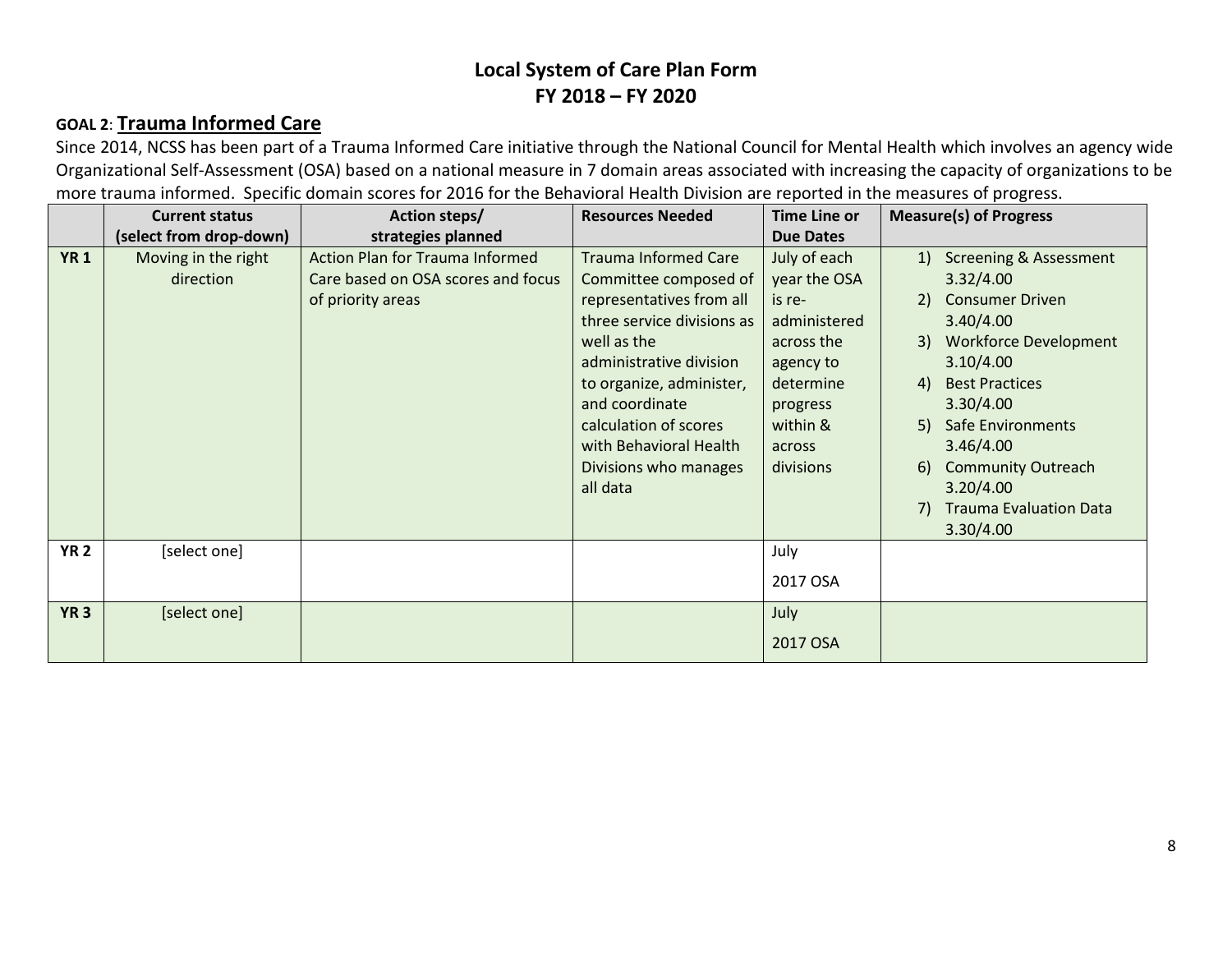# Local System of Care Plan Form
# FY 2018 – FY 2020

## GOAL 2: <u>Trauma Informed Care</u>

Since 2014, NCSS has been part of a Trauma Informed Care initiative through the National Council for Mental Health which involves an agency wide Organizational Self-Assessment (OSA) based on a national measure in 7 domain areas associated with increasing the capacity of organizations to be more trauma informed. Specific domain scores for 2016 for the Behavioral Health Division are reported in the measures of progress.

| | Current status (select from drop-down) | Action steps/ strategies planned | Resources Needed | Time Line or Due Dates | Measure(s) of Progress |
|---|---|---|---|---|---|
| **YR 1** | Moving in the right direction | Action Plan for Trauma Informed Care based on OSA scores and focus of priority areas | Trauma Informed Care Committee composed of representatives from all three service divisions as well as the administrative division to organize, administer, and coordinate calculation of scores with Behavioral Health Divisions who manages all data | July of each year the OSA is re-administered across the agency to determine progress within & across divisions | 1) Screening & Assessment 3.32/4.00<br>2) Consumer Driven 3.40/4.00<br>3) Workforce Development 3.10/4.00<br>4) Best Practices 3.30/4.00<br>5) Safe Environments 3.46/4.00<br>6) Community Outreach 3.20/4.00<br>7) Trauma Evaluation Data 3.30/4.00 |
| **YR 2** | [select one] | | | July<br>2017 OSA | |
| **YR 3** | [select one] | | | July<br>2017 OSA | |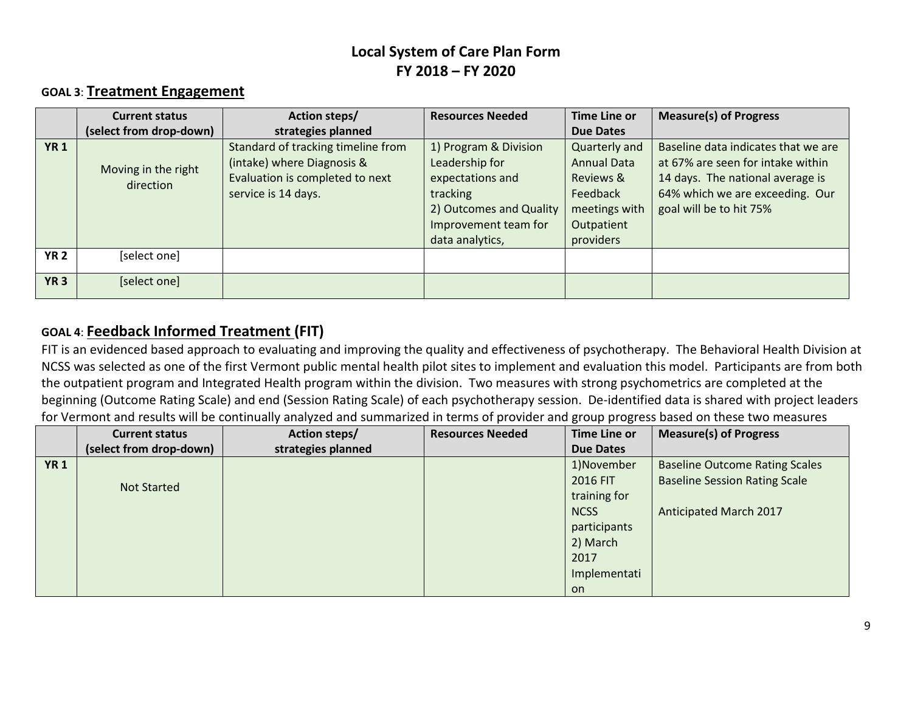# Local System of Care Plan Form
# FY 2018 – FY 2020

## GOAL 3: Treatment Engagement

| | Current status (select from drop-down) | Action steps/ strategies planned | Resources Needed | Time Line or Due Dates | Measure(s) of Progress |
|---|---|---|---|---|---|
| **YR 1** | Moving in the right direction | Standard of tracking timeline from (intake) where Diagnosis & Evaluation is completed to next service is 14 days. | 1) Program & Division Leadership for expectations and tracking<br>2) Outcomes and Quality Improvement team for data analytics, | Quarterly and Annual Data Reviews & Feedback meetings with Outpatient providers | Baseline data indicates that we are at 67% are seen for intake within 14 days. The national average is 64% which we are exceeding. Our goal will be to hit 75% |
| **YR 2** | [select one] | | | | |
| **YR 3** | [select one] | | | | |

## GOAL 4: Feedback Informed Treatment (FIT)

FIT is an evidenced based approach to evaluating and improving the quality and effectiveness of psychotherapy. The Behavioral Health Division at NCSS was selected as one of the first Vermont public mental health pilot sites to implement and evaluation this model. Participants are from both the outpatient program and Integrated Health program within the division. Two measures with strong psychometrics are completed at the beginning (Outcome Rating Scale) and end (Session Rating Scale) of each psychotherapy session. De-identified data is shared with project leaders for Vermont and results will be continually analyzed and summarized in terms of provider and group progress based on these two measures

| | Current status (select from drop-down) | Action steps/ strategies planned | Resources Needed | Time Line or Due Dates | Measure(s) of Progress |
|---|---|---|---|---|---|
| **YR 1** | Not Started | | | 1)November 2016 FIT training for NCSS participants<br>2) March 2017 Implementation | Baseline Outcome Rating Scales<br>Baseline Session Rating Scale<br><br>Anticipated March 2017 |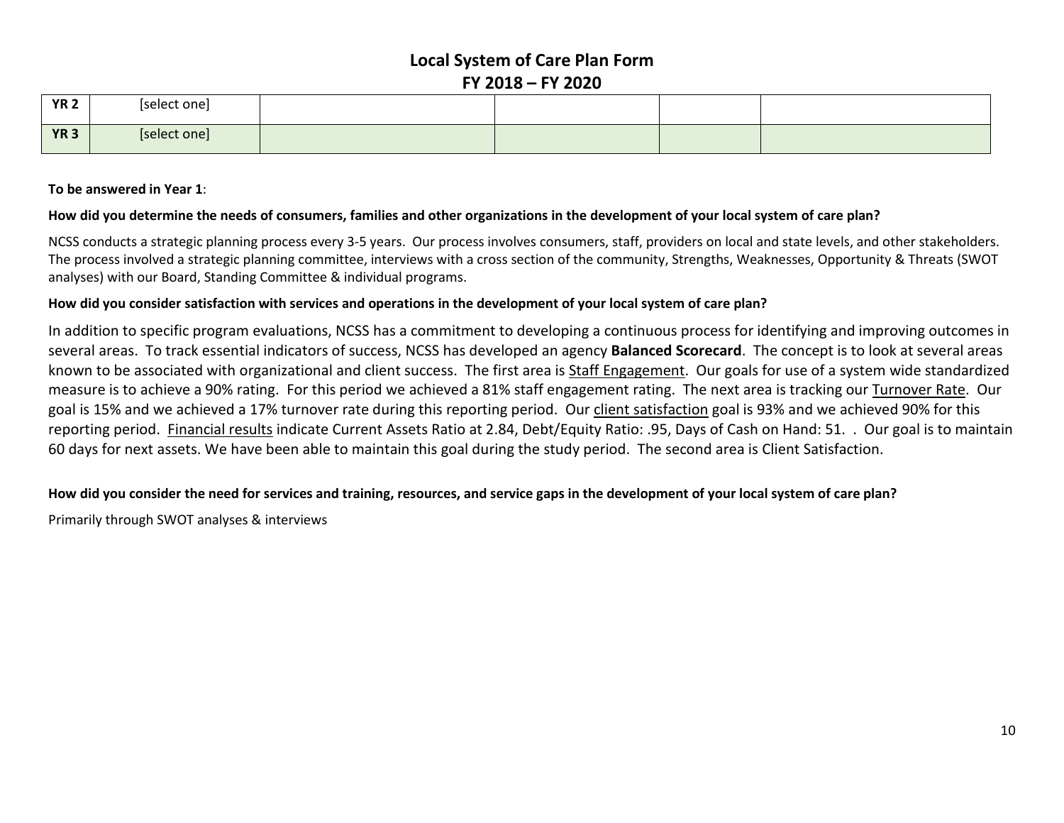# Local System of Care Plan Form
## FY 2018 – FY 2020

| | | | | | |
|---|---|---|---|---|---|
| **YR 2** | [select one] | | | | |
| **YR 3** | [select one] | | | | |

**To be answered in Year 1**:

**How did you determine the needs of consumers, families and other organizations in the development of your local system of care plan?**

NCSS conducts a strategic planning process every 3-5 years. Our process involves consumers, staff, providers on local and state levels, and other stakeholders. The process involved a strategic planning committee, interviews with a cross section of the community, Strengths, Weaknesses, Opportunity & Threats (SWOT analyses) with our Board, Standing Committee & individual programs.

**How did you consider satisfaction with services and operations in the development of your local system of care plan?**

In addition to specific program evaluations, NCSS has a commitment to developing a continuous process for identifying and improving outcomes in several areas. To track essential indicators of success, NCSS has developed an agency **Balanced Scorecard**. The concept is to look at several areas known to be associated with organizational and client success. The first area is <u>Staff Engagement</u>. Our goals for use of a system wide standardized measure is to achieve a 90% rating. For this period we achieved a 81% staff engagement rating. The next area is tracking our <u>Turnover Rate</u>. Our goal is 15% and we achieved a 17% turnover rate during this reporting period. Our <u>client satisfaction</u> goal is 93% and we achieved 90% for this reporting period. <u>Financial results</u> indicate Current Assets Ratio at 2.84, Debt/Equity Ratio: .95, Days of Cash on Hand: 51. . Our goal is to maintain 60 days for next assets. We have been able to maintain this goal during the study period. The second area is Client Satisfaction.

**How did you consider the need for services and training, resources, and service gaps in the development of your local system of care plan?**

Primarily through SWOT analyses & interviews